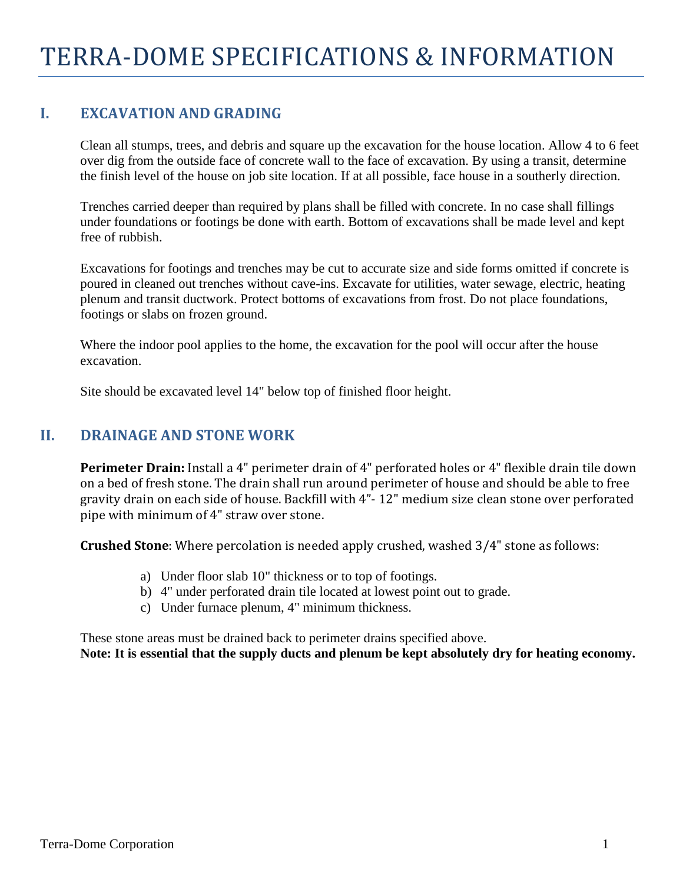# TERRA-DOME SPECIFICATIONS & INFORMATION

## I. EXCAVATION AND GRADING

Clean all stumps, trees, and debris and square up the excavation for the house location. Allow 4 to 6 feet over dig from the outside face of concrete wall to the face of excavation. By using a transit, determine the finish level of the house on job site location. If at all possible, face house in a southerly direction.

Trenches carried deeper than required by plans shall be filled with concrete. In no case shall fillings under foundations or footings be done with earth. Bottom of excavations shall be made level and kept free of rubbish.

Excavations for footings and trenches may be cut to accurate size and side forms omitted if concrete is poured in cleaned out trenches without cave-ins. Excavate for utilities, water sewage, electric, heating plenum and transit ductwork. Protect bottoms of excavations from frost. Do not place foundations, footings or slabs on frozen ground.

Where the indoor pool applies to the home, the excavation for the pool will occur after the house excavation.

Site should be excavated level 14" below top of finished floor height.

## II. DRAINAGE AND STONE WORK

**Perimeter Drain:** Install a 4" perimeter drain of 4" perforated holes or 4" flexible drain tile down on a bed of fresh stone. The drain shall run around perimeter of house and should be able to free gravity drain on each side of house. Backfill with 4"- 12" medium size clean stone over perforated pipe with minimum of 4" straw over stone.

**Crushed Stone**: Where percolation is needed apply crushed, washed 3/4" stone as follows:

a) Under floor slab 10" thickness or to top of footings.
b) 4" under perforated drain tile located at lowest point out to grade.
c) Under furnace plenum, 4" minimum thickness.

These stone areas must be drained back to perimeter drains specified above.
**Note: It is essential that the supply ducts and plenum be kept absolutely dry for heating economy.**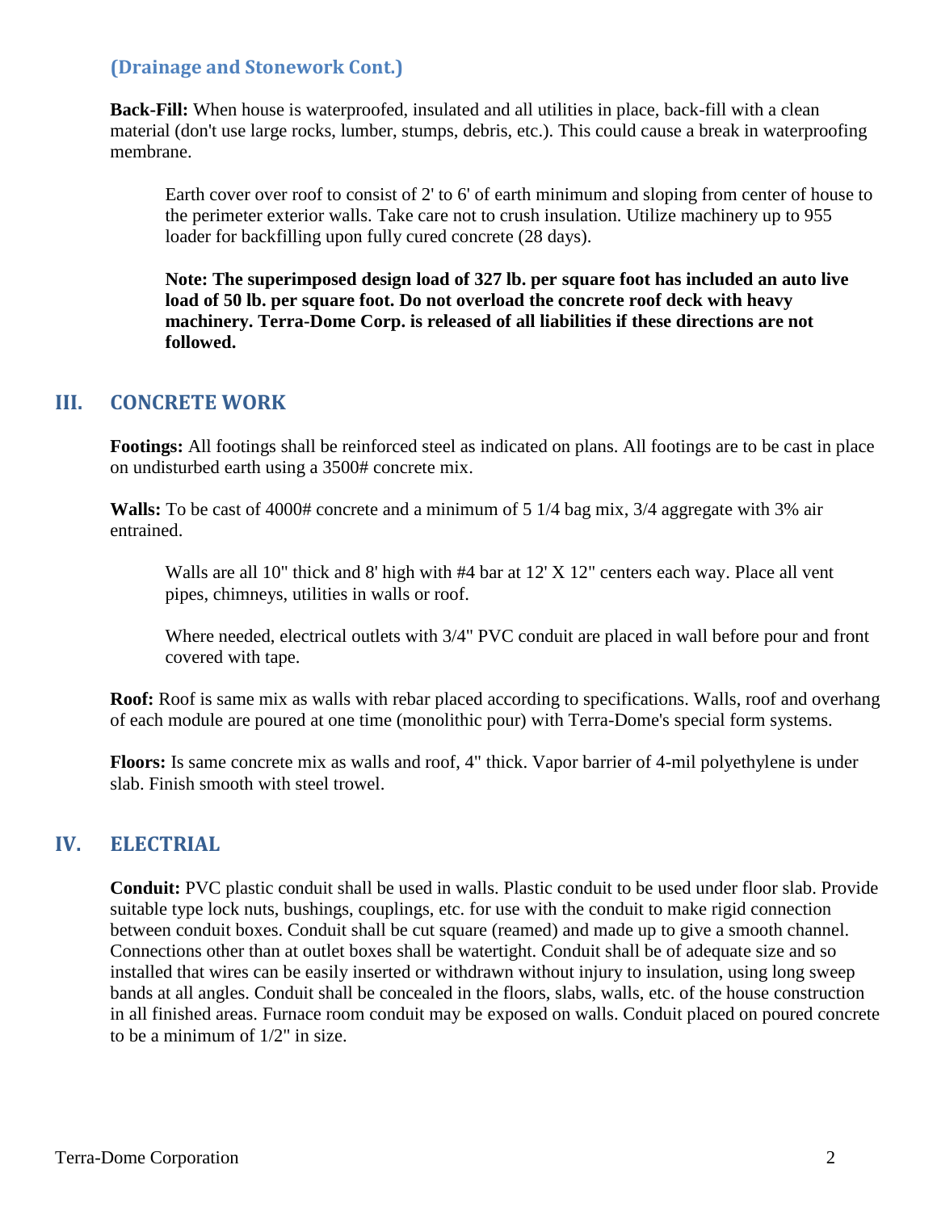### (Drainage and Stonework Cont.)

**Back-Fill:** When house is waterproofed, insulated and all utilities in place, back-fill with a clean material (don't use large rocks, lumber, stumps, debris, etc.). This could cause a break in waterproofing membrane.

Earth cover over roof to consist of 2' to 6' of earth minimum and sloping from center of house to the perimeter exterior walls. Take care not to crush insulation. Utilize machinery up to 955 loader for backfilling upon fully cured concrete (28 days).

**Note: The superimposed design load of 327 lb. per square foot has included an auto live load of 50 lb. per square foot. Do not overload the concrete roof deck with heavy machinery. Terra-Dome Corp. is released of all liabilities if these directions are not followed.**

## III. CONCRETE WORK

**Footings:** All footings shall be reinforced steel as indicated on plans. All footings are to be cast in place on undisturbed earth using a 3500# concrete mix.

**Walls:** To be cast of 4000# concrete and a minimum of 5 1/4 bag mix, 3/4 aggregate with 3% air entrained.

Walls are all 10" thick and 8' high with #4 bar at 12' X 12" centers each way. Place all vent pipes, chimneys, utilities in walls or roof.

Where needed, electrical outlets with 3/4" PVC conduit are placed in wall before pour and front covered with tape.

**Roof:** Roof is same mix as walls with rebar placed according to specifications. Walls, roof and overhang of each module are poured at one time (monolithic pour) with Terra-Dome's special form systems.

**Floors:** Is same concrete mix as walls and roof, 4" thick. Vapor barrier of 4-mil polyethylene is under slab. Finish smooth with steel trowel.

## IV. ELECTRIAL

**Conduit:** PVC plastic conduit shall be used in walls. Plastic conduit to be used under floor slab. Provide suitable type lock nuts, bushings, couplings, etc. for use with the conduit to make rigid connection between conduit boxes. Conduit shall be cut square (reamed) and made up to give a smooth channel. Connections other than at outlet boxes shall be watertight. Conduit shall be of adequate size and so installed that wires can be easily inserted or withdrawn without injury to insulation, using long sweep bands at all angles. Conduit shall be concealed in the floors, slabs, walls, etc. of the house construction in all finished areas. Furnace room conduit may be exposed on walls. Conduit placed on poured concrete to be a minimum of 1/2" in size.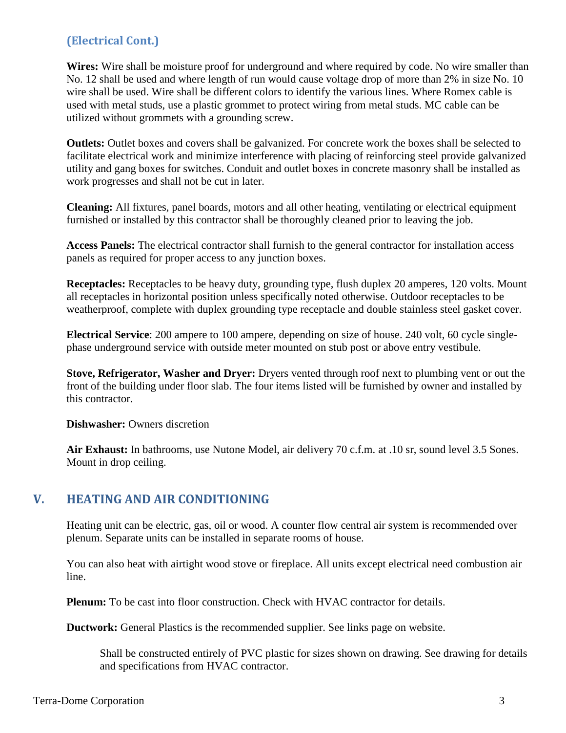### (Electrical Cont.)

**Wires:** Wire shall be moisture proof for underground and where required by code. No wire smaller than No. 12 shall be used and where length of run would cause voltage drop of more than 2% in size No. 10 wire shall be used. Wire shall be different colors to identify the various lines. Where Romex cable is used with metal studs, use a plastic grommet to protect wiring from metal studs. MC cable can be utilized without grommets with a grounding screw.

**Outlets:** Outlet boxes and covers shall be galvanized. For concrete work the boxes shall be selected to facilitate electrical work and minimize interference with placing of reinforcing steel provide galvanized utility and gang boxes for switches. Conduit and outlet boxes in concrete masonry shall be installed as work progresses and shall not be cut in later.

**Cleaning:** All fixtures, panel boards, motors and all other heating, ventilating or electrical equipment furnished or installed by this contractor shall be thoroughly cleaned prior to leaving the job.

**Access Panels:** The electrical contractor shall furnish to the general contractor for installation access panels as required for proper access to any junction boxes.

**Receptacles:** Receptacles to be heavy duty, grounding type, flush duplex 20 amperes, 120 volts. Mount all receptacles in horizontal position unless specifically noted otherwise. Outdoor receptacles to be weatherproof, complete with duplex grounding type receptacle and double stainless steel gasket cover.

**Electrical Service**: 200 ampere to 100 ampere, depending on size of house. 240 volt, 60 cycle single-phase underground service with outside meter mounted on stub post or above entry vestibule.

**Stove, Refrigerator, Washer and Dryer:** Dryers vented through roof next to plumbing vent or out the front of the building under floor slab. The four items listed will be furnished by owner and installed by this contractor.

**Dishwasher:** Owners discretion

**Air Exhaust:** In bathrooms, use Nutone Model, air delivery 70 c.f.m. at .10 sr, sound level 3.5 Sones. Mount in drop ceiling.

## V. HEATING AND AIR CONDITIONING

Heating unit can be electric, gas, oil or wood. A counter flow central air system is recommended over plenum. Separate units can be installed in separate rooms of house.

You can also heat with airtight wood stove or fireplace. All units except electrical need combustion air line.

**Plenum:** To be cast into floor construction. Check with HVAC contractor for details.

**Ductwork:** General Plastics is the recommended supplier. See links page on website.

Shall be constructed entirely of PVC plastic for sizes shown on drawing. See drawing for details and specifications from HVAC contractor.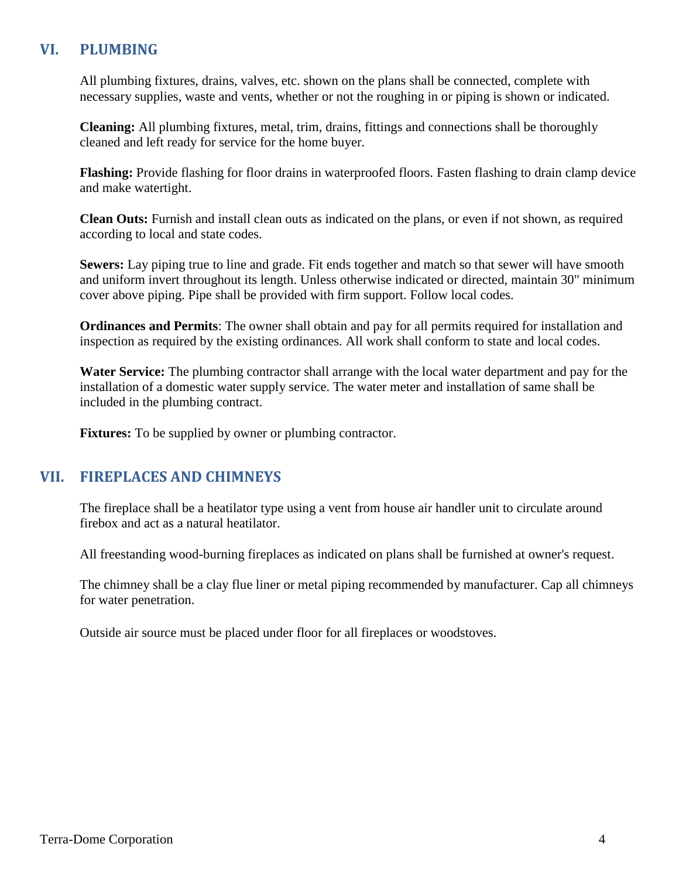## VI. PLUMBING

All plumbing fixtures, drains, valves, etc. shown on the plans shall be connected, complete with necessary supplies, waste and vents, whether or not the roughing in or piping is shown or indicated.

**Cleaning:** All plumbing fixtures, metal, trim, drains, fittings and connections shall be thoroughly cleaned and left ready for service for the home buyer.

**Flashing:** Provide flashing for floor drains in waterproofed floors. Fasten flashing to drain clamp device and make watertight.

**Clean Outs:** Furnish and install clean outs as indicated on the plans, or even if not shown, as required according to local and state codes.

**Sewers:** Lay piping true to line and grade. Fit ends together and match so that sewer will have smooth and uniform invert throughout its length. Unless otherwise indicated or directed, maintain 30" minimum cover above piping. Pipe shall be provided with firm support. Follow local codes.

**Ordinances and Permits**: The owner shall obtain and pay for all permits required for installation and inspection as required by the existing ordinances. All work shall conform to state and local codes.

**Water Service:** The plumbing contractor shall arrange with the local water department and pay for the installation of a domestic water supply service. The water meter and installation of same shall be included in the plumbing contract.

**Fixtures:** To be supplied by owner or plumbing contractor.

## VII. FIREPLACES AND CHIMNEYS

The fireplace shall be a heatilator type using a vent from house air handler unit to circulate around firebox and act as a natural heatilator.

All freestanding wood-burning fireplaces as indicated on plans shall be furnished at owner's request.

The chimney shall be a clay flue liner or metal piping recommended by manufacturer. Cap all chimneys for water penetration.

Outside air source must be placed under floor for all fireplaces or woodstoves.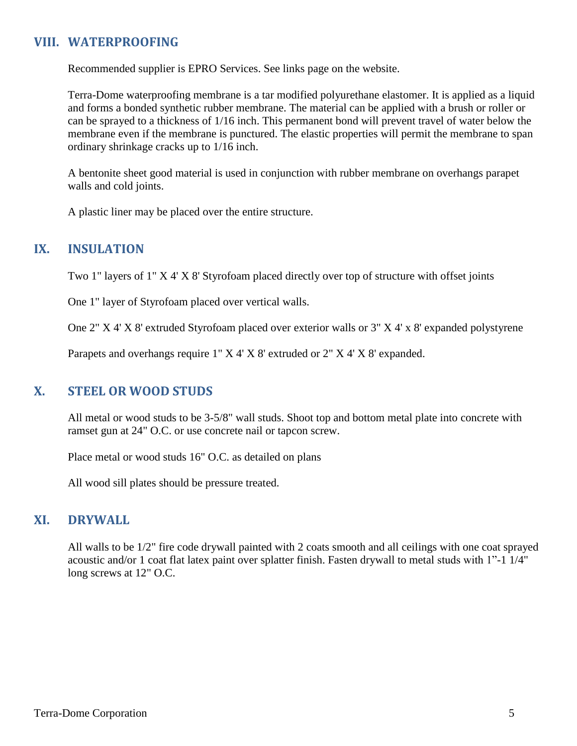## VIII. WATERPROOFING

Recommended supplier is EPRO Services. See links page on the website.

Terra-Dome waterproofing membrane is a tar modified polyurethane elastomer. It is applied as a liquid and forms a bonded synthetic rubber membrane. The material can be applied with a brush or roller or can be sprayed to a thickness of 1/16 inch. This permanent bond will prevent travel of water below the membrane even if the membrane is punctured. The elastic properties will permit the membrane to span ordinary shrinkage cracks up to 1/16 inch.

A bentonite sheet good material is used in conjunction with rubber membrane on overhangs parapet walls and cold joints.

A plastic liner may be placed over the entire structure.

## IX. INSULATION

Two 1" layers of 1" X 4' X 8' Styrofoam placed directly over top of structure with offset joints

One 1" layer of Styrofoam placed over vertical walls.

One 2" X 4' X 8' extruded Styrofoam placed over exterior walls or 3" X 4' x 8' expanded polystyrene

Parapets and overhangs require 1" X 4' X 8' extruded or 2" X 4' X 8' expanded.

## X. STEEL OR WOOD STUDS

All metal or wood studs to be 3-5/8" wall studs. Shoot top and bottom metal plate into concrete with ramset gun at 24" O.C. or use concrete nail or tapcon screw.

Place metal or wood studs 16" O.C. as detailed on plans

All wood sill plates should be pressure treated.

## XI. DRYWALL

All walls to be 1/2" fire code drywall painted with 2 coats smooth and all ceilings with one coat sprayed acoustic and/or 1 coat flat latex paint over splatter finish. Fasten drywall to metal studs with 1”-1 1/4" long screws at 12" O.C.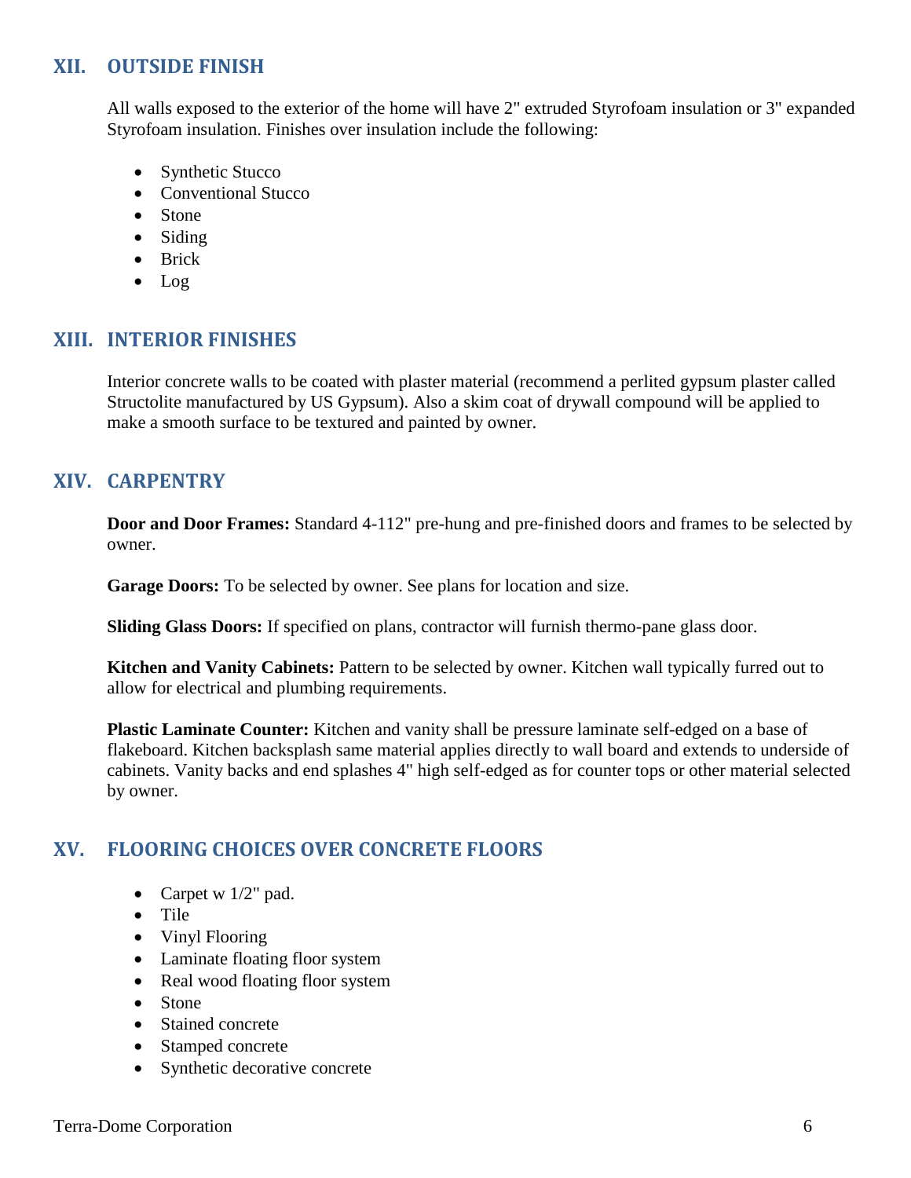## XII. OUTSIDE FINISH

All walls exposed to the exterior of the home will have 2" extruded Styrofoam insulation or 3" expanded Styrofoam insulation. Finishes over insulation include the following:

- Synthetic Stucco
- Conventional Stucco
- Stone
- Siding
- Brick
- Log

## XIII. INTERIOR FINISHES

Interior concrete walls to be coated with plaster material (recommend a perlited gypsum plaster called Structolite manufactured by US Gypsum). Also a skim coat of drywall compound will be applied to make a smooth surface to be textured and painted by owner.

## XIV. CARPENTRY

**Door and Door Frames:** Standard 4-112" pre-hung and pre-finished doors and frames to be selected by owner.

**Garage Doors:** To be selected by owner. See plans for location and size.

**Sliding Glass Doors:** If specified on plans, contractor will furnish thermo-pane glass door.

**Kitchen and Vanity Cabinets:** Pattern to be selected by owner. Kitchen wall typically furred out to allow for electrical and plumbing requirements.

**Plastic Laminate Counter:** Kitchen and vanity shall be pressure laminate self-edged on a base of flakeboard. Kitchen backsplash same material applies directly to wall board and extends to underside of cabinets. Vanity backs and end splashes 4" high self-edged as for counter tops or other material selected by owner.

## XV. FLOORING CHOICES OVER CONCRETE FLOORS

- Carpet w 1/2" pad.
- Tile
- Vinyl Flooring
- Laminate floating floor system
- Real wood floating floor system
- Stone
- Stained concrete
- Stamped concrete
- Synthetic decorative concrete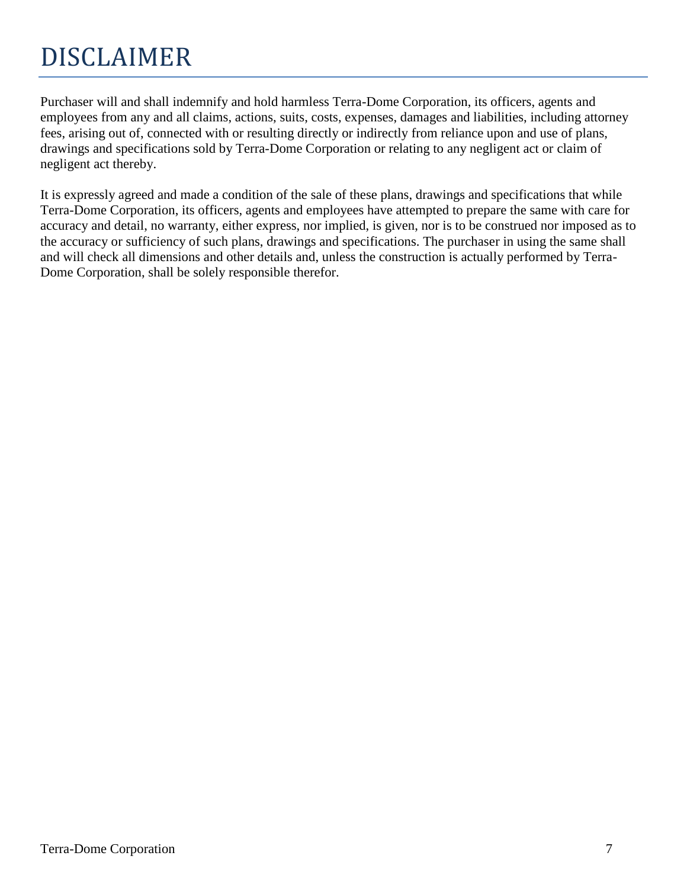# DISCLAIMER

Purchaser will and shall indemnify and hold harmless Terra-Dome Corporation, its officers, agents and employees from any and all claims, actions, suits, costs, expenses, damages and liabilities, including attorney fees, arising out of, connected with or resulting directly or indirectly from reliance upon and use of plans, drawings and specifications sold by Terra-Dome Corporation or relating to any negligent act or claim of negligent act thereby.

It is expressly agreed and made a condition of the sale of these plans, drawings and specifications that while Terra-Dome Corporation, its officers, agents and employees have attempted to prepare the same with care for accuracy and detail, no warranty, either express, nor implied, is given, nor is to be construed nor imposed as to the accuracy or sufficiency of such plans, drawings and specifications. The purchaser in using the same shall and will check all dimensions and other details and, unless the construction is actually performed by Terra-Dome Corporation, shall be solely responsible therefor.